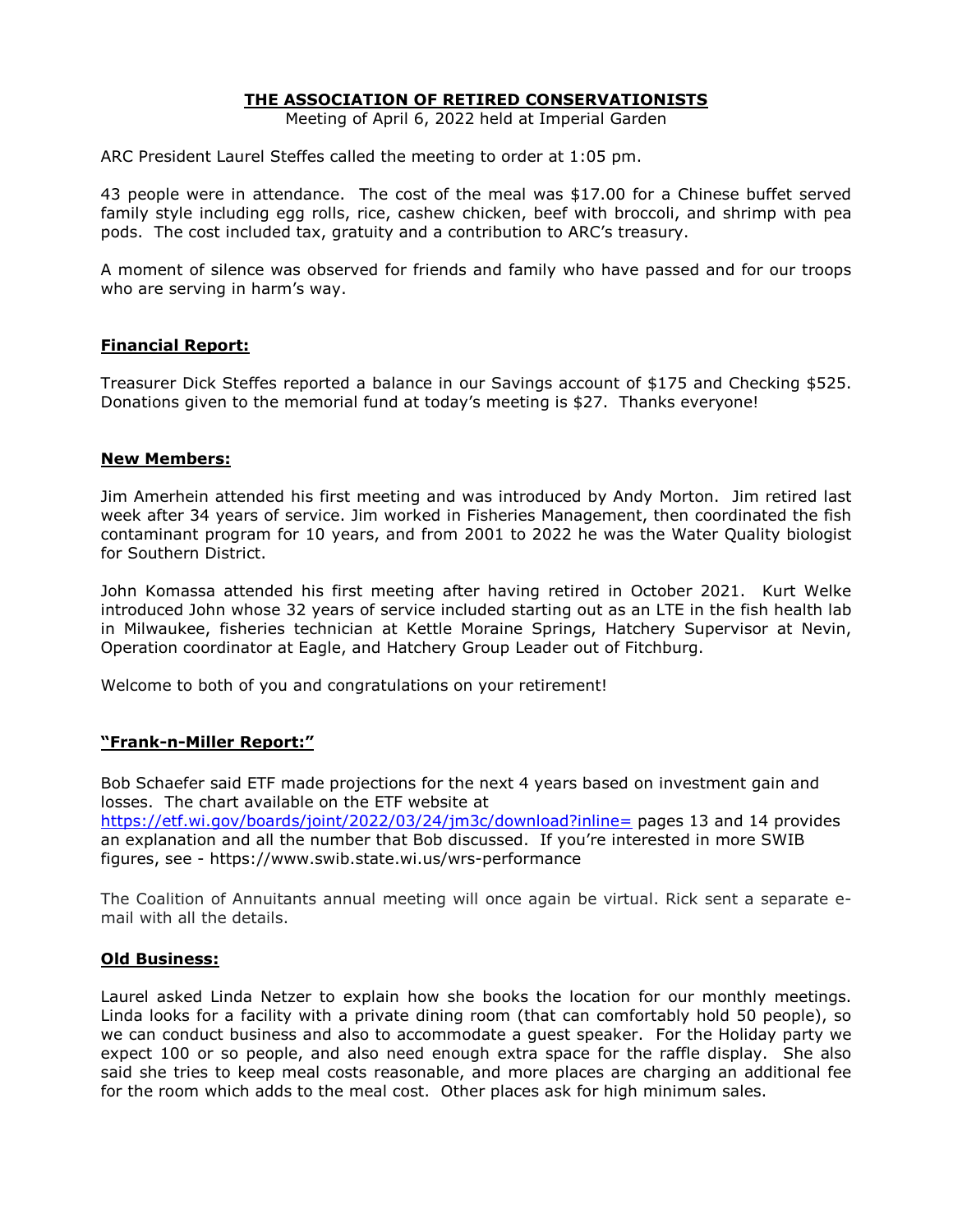# THE ASSOCIATION OF RETIRED CONSERVATIONISTS

Meeting of April 6, 2022 held at Imperial Garden

ARC President Laurel Steffes called the meeting to order at 1:05 pm.

43 people were in attendance. The cost of the meal was $17.00 for a Chinese buffet served family style including egg rolls, rice, cashew chicken, beef with broccoli, and shrimp with pea pods. The cost included tax, gratuity and a contribution to ARC's treasury.

A moment of silence was observed for friends and family who have passed and for our troops who are serving in harm's way.

## Financial Report:

Treasurer Dick Steffes reported a balance in our Savings account of $175 and Checking $525. Donations given to the memorial fund at today's meeting is $27. Thanks everyone!

## New Members:

Jim Amerhein attended his first meeting and was introduced by Andy Morton. Jim retired last week after 34 years of service. Jim worked in Fisheries Management, then coordinated the fish contaminant program for 10 years, and from 2001 to 2022 he was the Water Quality biologist for Southern District.

John Komassa attended his first meeting after having retired in October 2021. Kurt Welke introduced John whose 32 years of service included starting out as an LTE in the fish health lab in Milwaukee, fisheries technician at Kettle Moraine Springs, Hatchery Supervisor at Nevin, Operation coordinator at Eagle, and Hatchery Group Leader out of Fitchburg.

Welcome to both of you and congratulations on your retirement!

## "Frank-n-Miller Report:"

Bob Schaefer said ETF made projections for the next 4 years based on investment gain and losses. The chart available on the ETF website at [https://etf.wi.gov/boards/joint/2022/03/24/jm3c/download?inline=](https://etf.wi.gov/boards/joint/2022/03/24/jm3c/download?inline=) pages 13 and 14 provides an explanation and all the number that Bob discussed. If you're interested in more SWIB figures, see - https://www.swib.state.wi.us/wrs-performance

The Coalition of Annuitants annual meeting will once again be virtual. Rick sent a separate e-mail with all the details.

## Old Business:

Laurel asked Linda Netzer to explain how she books the location for our monthly meetings. Linda looks for a facility with a private dining room (that can comfortably hold 50 people), so we can conduct business and also to accommodate a guest speaker. For the Holiday party we expect 100 or so people, and also need enough extra space for the raffle display. She also said she tries to keep meal costs reasonable, and more places are charging an additional fee for the room which adds to the meal cost. Other places ask for high minimum sales.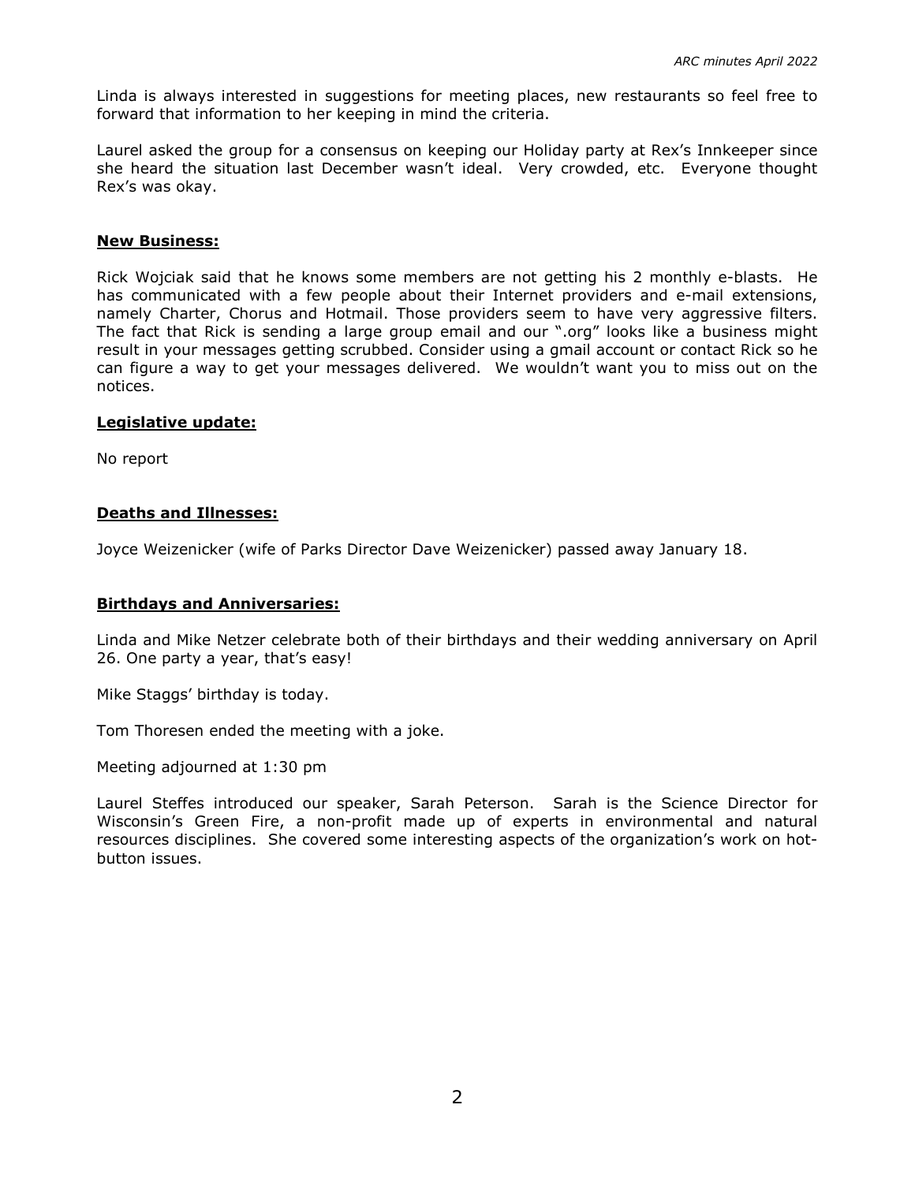Linda is always interested in suggestions for meeting places, new restaurants so feel free to forward that information to her keeping in mind the criteria.

Laurel asked the group for a consensus on keeping our Holiday party at Rex's Innkeeper since she heard the situation last December wasn't ideal. Very crowded, etc. Everyone thought Rex's was okay.

## New Business:

Rick Wojciak said that he knows some members are not getting his 2 monthly e-blasts. He has communicated with a few people about their Internet providers and e-mail extensions, namely Charter, Chorus and Hotmail. Those providers seem to have very aggressive filters. The fact that Rick is sending a large group email and our ".org" looks like a business might result in your messages getting scrubbed. Consider using a gmail account or contact Rick so he can figure a way to get your messages delivered. We wouldn't want you to miss out on the notices.

## Legislative update:

No report

## Deaths and Illnesses:

Joyce Weizenicker (wife of Parks Director Dave Weizenicker) passed away January 18.

## Birthdays and Anniversaries:

Linda and Mike Netzer celebrate both of their birthdays and their wedding anniversary on April 26. One party a year, that's easy!

Mike Staggs' birthday is today.

Tom Thoresen ended the meeting with a joke.

Meeting adjourned at 1:30 pm

Laurel Steffes introduced our speaker, Sarah Peterson. Sarah is the Science Director for Wisconsin's Green Fire, a non-profit made up of experts in environmental and natural resources disciplines. She covered some interesting aspects of the organization's work on hot-button issues.